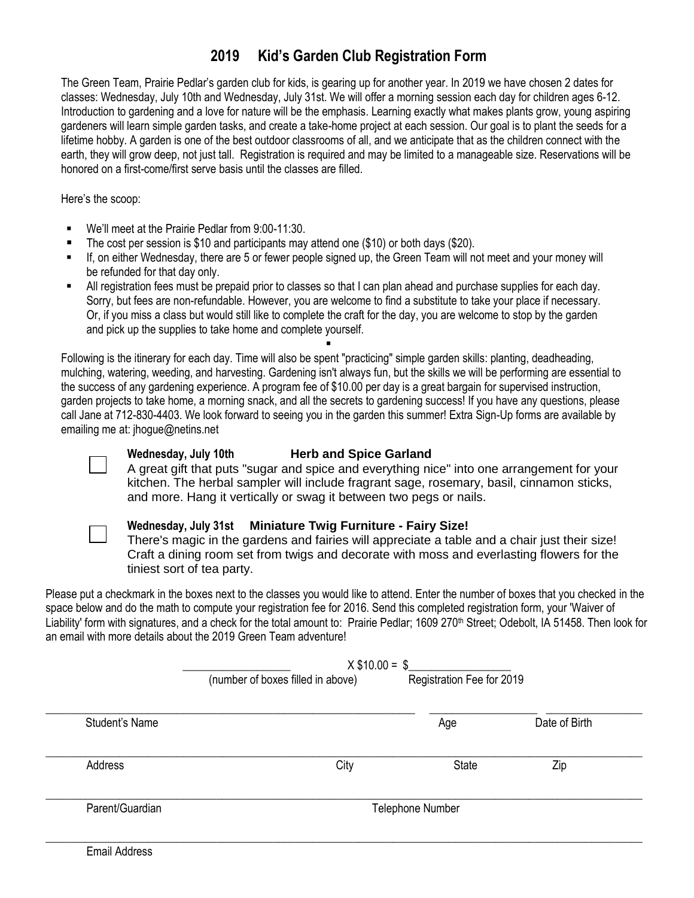# 2019 Kid's Garden Club Registration Form

The Green Team, Prairie Pedlar's garden club for kids, is gearing up for another year. In 2019 we have chosen 2 dates for classes: Wednesday, July 10th and Wednesday, July 31st. We will offer a morning session each day for children ages 6-12. Introduction to gardening and a love for nature will be the emphasis. Learning exactly what makes plants grow, young aspiring gardeners will learn simple garden tasks, and create a take-home project at each session. Our goal is to plant the seeds for a lifetime hobby. A garden is one of the best outdoor classrooms of all, and we anticipate that as the children connect with the earth, they will grow deep, not just tall. Registration is required and may be limited to a manageable size. Reservations will be honored on a first-come/first serve basis until the classes are filled.

Here's the scoop:

- We'll meet at the Prairie Pedlar from 9:00-11:30.
- The cost per session is $10 and participants may attend one ($10) or both days ($20).
- If, on either Wednesday, there are 5 or fewer people signed up, the Green Team will not meet and your money will be refunded for that day only.
- All registration fees must be prepaid prior to classes so that I can plan ahead and purchase supplies for each day. Sorry, but fees are non-refundable. However, you are welcome to find a substitute to take your place if necessary. Or, if you miss a class but would still like to complete the craft for the day, you are welcome to stop by the garden and pick up the supplies to take home and complete yourself.

Following is the itinerary for each day. Time will also be spent "practicing" simple garden skills: planting, deadheading, mulching, watering, weeding, and harvesting. Gardening isn't always fun, but the skills we will be performing are essential to the success of any gardening experience. A program fee of $10.00 per day is a great bargain for supervised instruction, garden projects to take home, a morning snack, and all the secrets to gardening success! If you have any questions, please call Jane at 712-830-4403. We look forward to seeing you in the garden this summer! Extra Sign-Up forms are available by emailing me at: jhogue@netins.net

☐ **Wednesday, July 10th** **Herb and Spice Garland**
A great gift that puts "sugar and spice and everything nice" into one arrangement for your kitchen. The herbal sampler will include fragrant sage, rosemary, basil, cinnamon sticks, and more. Hang it vertically or swag it between two pegs or nails.

☐ **Wednesday, July 31st** **Miniature Twig Furniture - Fairy Size!**
There's magic in the gardens and fairies will appreciate a table and a chair just their size! Craft a dining room set from twigs and decorate with moss and everlasting flowers for the tiniest sort of tea party.

Please put a checkmark in the boxes next to the classes you would like to attend. Enter the number of boxes that you checked in the space below and do the math to compute your registration fee for 2016. Send this completed registration form, your 'Waiver of Liability' form with signatures, and a check for the total amount to: Prairie Pedlar; 1609 270th Street; Odebolt, IA 51458. Then look for an email with more details about the 2019 Green Team adventure!

__________________ X $10.00 = $__________________
(number of boxes filled in above) Registration Fee for 2019

______________________________________________________________________________
Student's Name Age Date of Birth

______________________________________________________________________________
Address City State Zip

______________________________________________________________________________
Parent/Guardian Telephone Number

______________________________________________________________________________
Email Address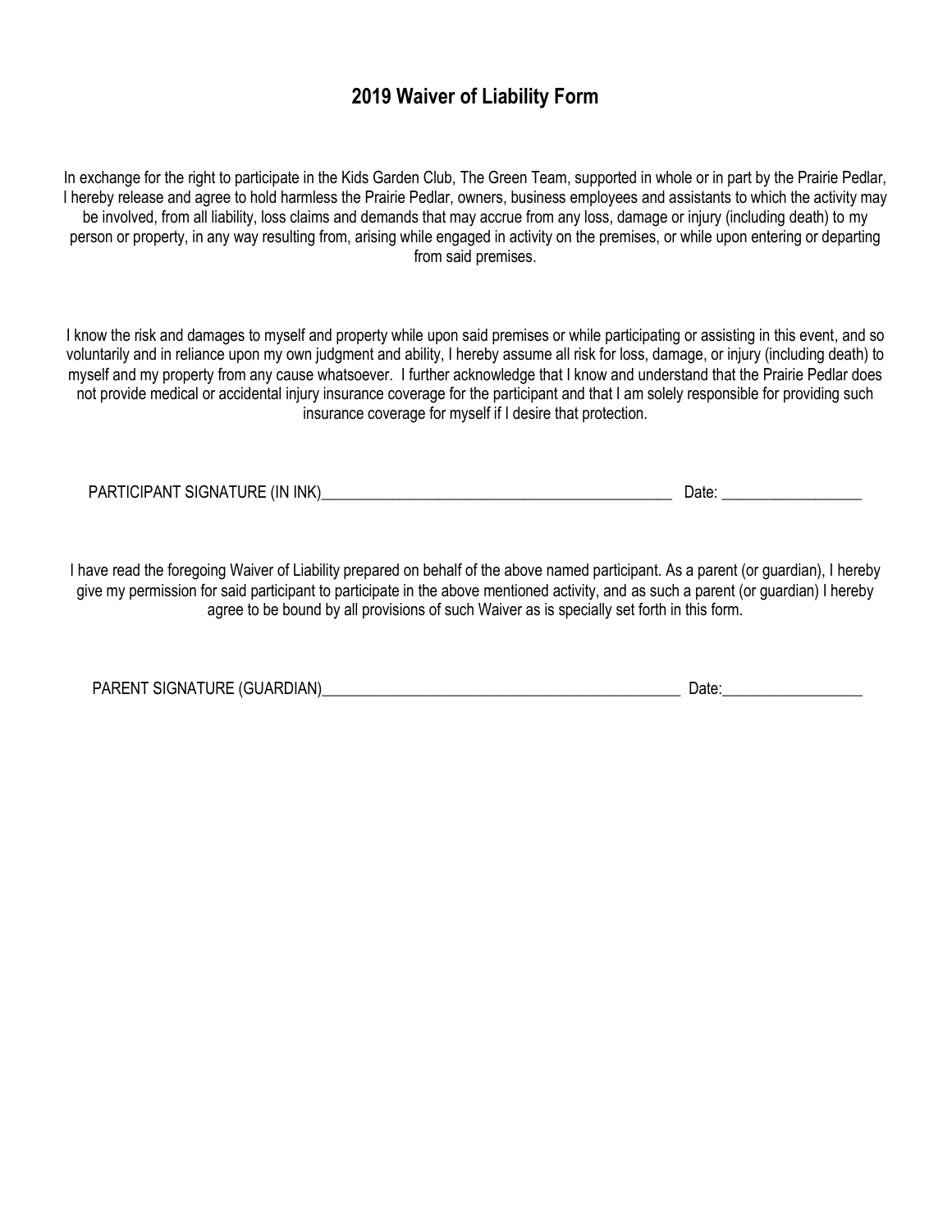# 2019 Waiver of Liability Form

In exchange for the right to participate in the Kids Garden Club, The Green Team, supported in whole or in part by the Prairie Pedlar, I hereby release and agree to hold harmless the Prairie Pedlar, owners, business employees and assistants to which the activity may be involved, from all liability, loss claims and demands that may accrue from any loss, damage or injury (including death) to my person or property, in any way resulting from, arising while engaged in activity on the premises, or while upon entering or departing from said premises.

I know the risk and damages to myself and property while upon said premises or while participating or assisting in this event, and so voluntarily and in reliance upon my own judgment and ability, I hereby assume all risk for loss, damage, or injury (including death) to myself and my property from any cause whatsoever. I further acknowledge that I know and understand that the Prairie Pedlar does not provide medical or accidental injury insurance coverage for the participant and that I am solely responsible for providing such insurance coverage for myself if I desire that protection.

PARTICIPANT SIGNATURE (IN INK)_______________________________________________ Date: __________________

I have read the foregoing Waiver of Liability prepared on behalf of the above named participant. As a parent (or guardian), I hereby give my permission for said participant to participate in the above mentioned activity, and as such a parent (or guardian) I hereby agree to be bound by all provisions of such Waiver as is specially set forth in this form.

PARENT SIGNATURE (GUARDIAN)________________________________________________ Date:__________________